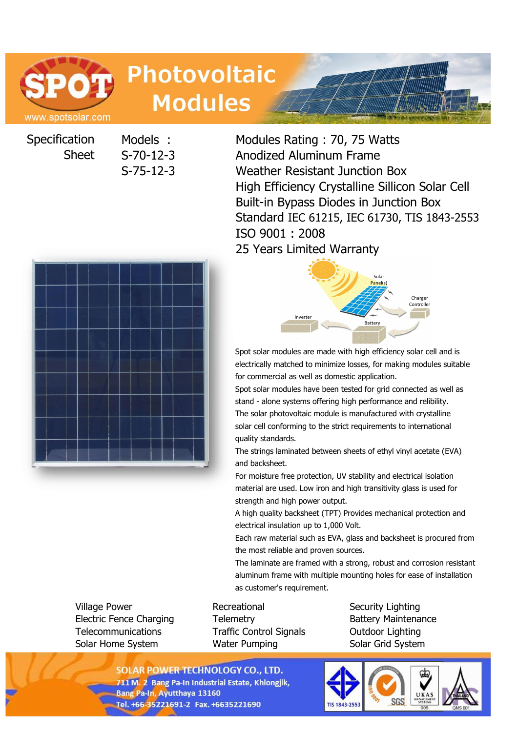# Photovoltaic Modules

www.spotsolar.com

**Specification Sheet**

**Models :**
S-70-12-3
S-75-12-3

- Modules Rating : 70, 75 Watts
- Anodized Aluminum Frame
- Weather Resistant Junction Box
- High Efficiency Crystalline Sillicon Solar Cell
- Built-in Bypass Diodes in Junction Box
- Standard IEC 61215, IEC 61730, TIS 1843-2553
- ISO 9001 : 2008
- 25 Years Limited Warranty

Solar Panel(s) · Charger Controller · Battery · Inverter

Spot solar modules are made with high efficiency solar cell and is electrically matched to minimize losses, for making modules suitable for commercial as well as domestic application.

Spot solar modules have been tested for grid connected as well as stand - alone systems offering high performance and relibility.

The solar photovoltaic module is manufactured with crystalline solar cell conforming to the strict requirements to international quality standards.

The strings laminated between sheets of ethyl vinyl acetate (EVA) and backsheet.

For moisture free protection, UV stability and electrical isolation material are used. Low iron and high transitivity glass is used for strength and high power output.

A high quality backsheet (TPT) Provides mechanical protection and electrical insulation up to 1,000 Volt.

Each raw material such as EVA, glass and backsheet is procured from the most reliable and proven sources.

The laminate are framed with a strong, robust and corrosion resistant aluminum frame with multiple mounting holes for ease of installation as customer's requirement.

| | | |
|---|---|---|
| Village Power | Recreational | Security Lighting |
| Electric Fence Charging | Telemetry | Battery Maintenance |
| Telecommunications | Traffic Control Signals | Outdoor Lighting |
| Solar Home System | Water Pumping | Solar Grid System |

**SOLAR POWER TECHNOLOGY CO., LTD.**
711 M. 2 Bang Pa-In Industrial Estate, Khlongjik,
Bang Pa-In, Ayutthaya 13160
Tel. +66-35221691-2 Fax. +6635221690

TIS 1843-2553 · ISO 9001 SGS · UKAS Management Systems 005 · Thailand QMS 001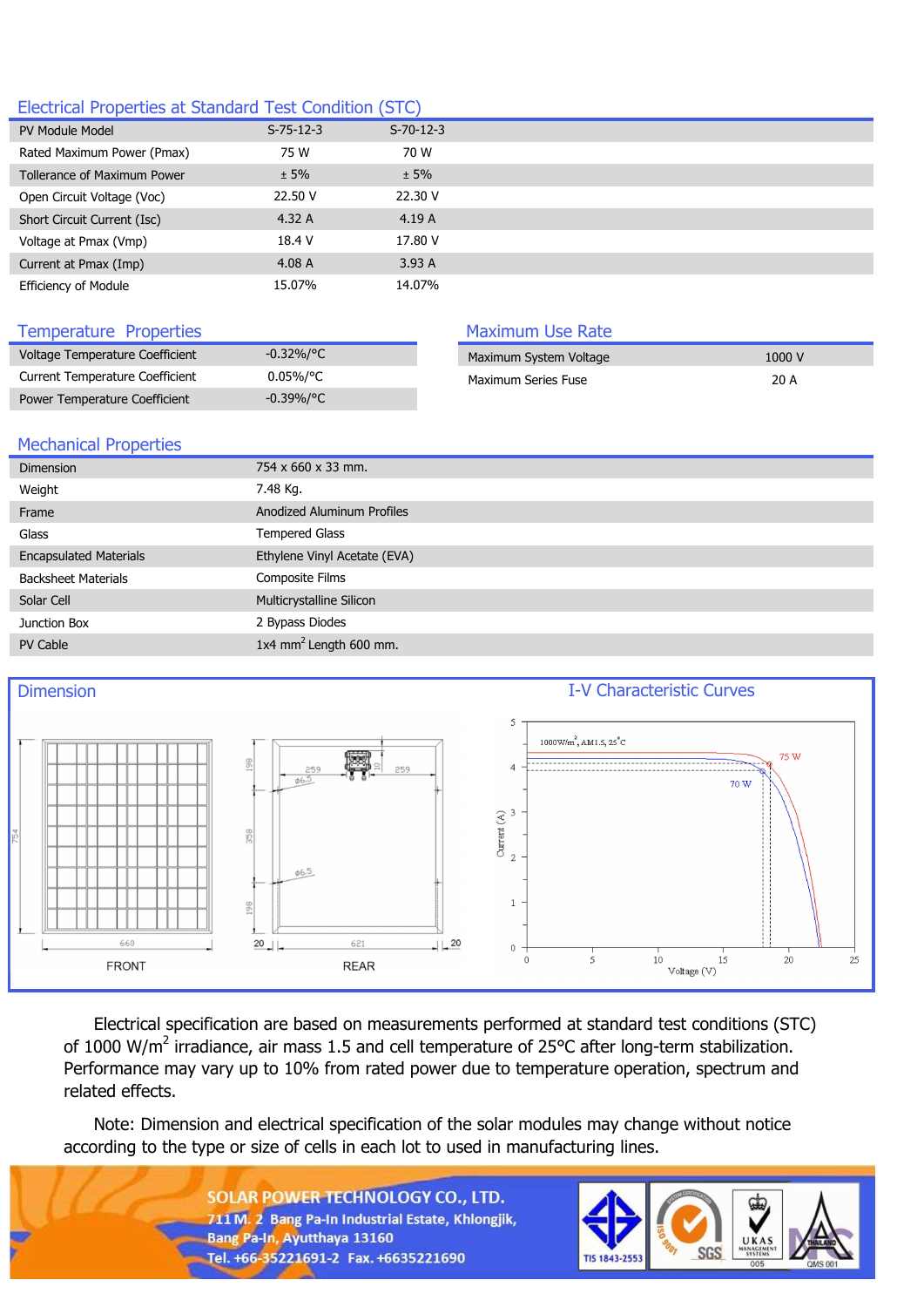## Electrical Properties at Standard Test Condition (STC)

| PV Module Model | S-75-12-3 | S-70-12-3 |
|---|---|---|
| Rated Maximum Power (Pmax) | 75 W | 70 W |
| Tollerance of Maximum Power | ± 5% | ± 5% |
| Open Circuit Voltage (Voc) | 22.50 V | 22.30 V |
| Short Circuit Current (Isc) | 4.32 A | 4.19 A |
| Voltage at Pmax (Vmp) | 18.4 V | 17.80 V |
| Current at Pmax (Imp) | 4.08 A | 3.93 A |
| Efficiency of Module | 15.07% | 14.07% |

## Temperature Properties

| | |
|---|---|
| Voltage Temperature Coefficient | -0.32%/°C |
| Current Temperature Coefficient | 0.05%/°C |
| Power Temperature Coefficient | -0.39%/°C |

## Maximum Use Rate

| | |
|---|---|
| Maximum System Voltage | 1000 V |
| Maximum Series Fuse | 20 A |

## Mechanical Properties

| | |
|---|---|
| Dimension | 754 x 660 x 33 mm. |
| Weight | 7.48 Kg. |
| Frame | Anodized Aluminum Profiles |
| Glass | Tempered Glass |
| Encapsulated Materials | Ethylene Vinyl Acetate (EVA) |
| Backsheet Materials | Composite Films |
| Solar Cell | Multicrystalline Silicon |
| Junction Box | 2 Bypass Diodes |
| PV Cable | 1x4 $mm^2$ Length 600 mm. |

## Dimension

754

660

FRONT

198

358

198

259

259

ø6.5

ø6.5

20

621

20

REAR

## I-V Characteristic Curves

1000W/$m^2$, AM1.5, 25°C

75 W

70 W

Current (A)

Voltage (V)

0 1 2 3 4 5

0 5 10 15 20 25

Electrical specification are based on measurements performed at standard test conditions (STC) of 1000 W/$m^2$ irradiance, air mass 1.5 and cell temperature of 25°C after long-term stabilization. Performance may vary up to 10% from rated power due to temperature operation, spectrum and related effects.

Note: Dimension and electrical specification of the solar modules may change without notice according to the type or size of cells in each lot to used in manufacturing lines.

**SOLAR POWER TECHNOLOGY CO., LTD.**
711 M. 2 Bang Pa-In Industrial Estate, Khlongjik,
Bang Pa-In, Ayutthaya 13160
Tel. +66-35221691-2 Fax. +6635221690

TIS 1843-2553 ISO 9001 SGS UKAS MANAGEMENT SYSTEMS 005 THAILAND QMS 001